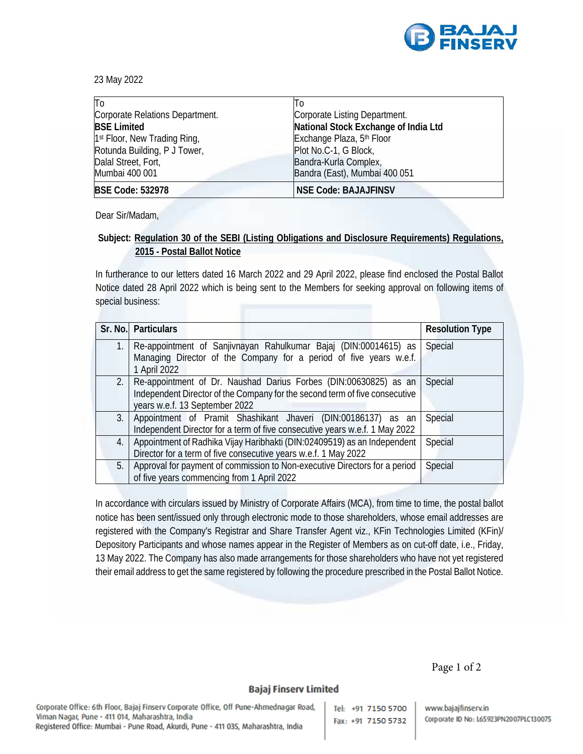23 May 2022

| To | To |
|---|---|
| Corporate Relations Department.<br>**BSE Limited**<br>1st Floor, New Trading Ring,<br>Rotunda Building, P J Tower,<br>Dalal Street, Fort,<br>Mumbai 400 001 | Corporate Listing Department.<br>**National Stock Exchange of India Ltd**<br>Exchange Plaza, 5th Floor<br>Plot No.C-1, G Block,<br>Bandra-Kurla Complex,<br>Bandra (East), Mumbai 400 051 |
| **BSE Code: 532978** | **NSE Code: BAJAJFINSV** |

Dear Sir/Madam,

**Subject: Regulation 30 of the SEBI (Listing Obligations and Disclosure Requirements) Regulations, 2015 - Postal Ballot Notice**

In furtherance to our letters dated 16 March 2022 and 29 April 2022, please find enclosed the Postal Ballot Notice dated 28 April 2022 which is being sent to the Members for seeking approval on following items of special business:

| Sr. No. | Particulars | Resolution Type |
|---|---|---|
| 1. | Re-appointment of Sanjivnayan Rahulkumar Bajaj (DIN:00014615) as Managing Director of the Company for a period of five years w.e.f. 1 April 2022 | Special |
| 2. | Re-appointment of Dr. Naushad Darius Forbes (DIN:00630825) as an Independent Director of the Company for the second term of five consecutive years w.e.f. 13 September 2022 | Special |
| 3. | Appointment of Pramit Shashikant Jhaveri (DIN:00186137) as an Independent Director for a term of five consecutive years w.e.f. 1 May 2022 | Special |
| 4. | Appointment of Radhika Vijay Haribhakti (DIN:02409519) as an Independent Director for a term of five consecutive years w.e.f. 1 May 2022 | Special |
| 5. | Approval for payment of commission to Non-executive Directors for a period of five years commencing from 1 April 2022 | Special |

In accordance with circulars issued by Ministry of Corporate Affairs (MCA), from time to time, the postal ballot notice has been sent/issued only through electronic mode to those shareholders, whose email addresses are registered with the Company's Registrar and Share Transfer Agent viz., KFin Technologies Limited (KFin)/ Depository Participants and whose names appear in the Register of Members as on cut-off date, i.e., Friday, 13 May 2022. The Company has also made arrangements for those shareholders who have not yet registered their email address to get the same registered by following the procedure prescribed in the Postal Ballot Notice.

**Bajaj Finserv Limited**

Corporate Office: 6th Floor, Bajaj Finserv Corporate Office, Off Pune-Ahmednagar Road, Viman Nagar, Pune - 411 014, Maharashtra, India
Registered Office: Mumbai - Pune Road, Akurdi, Pune - 411 035, Maharashtra, India

Tel: +91 7150 5700
Fax: +91 7150 5732

www.bajajfinserv.in
Corporate ID No: L65923PN2007PLC130075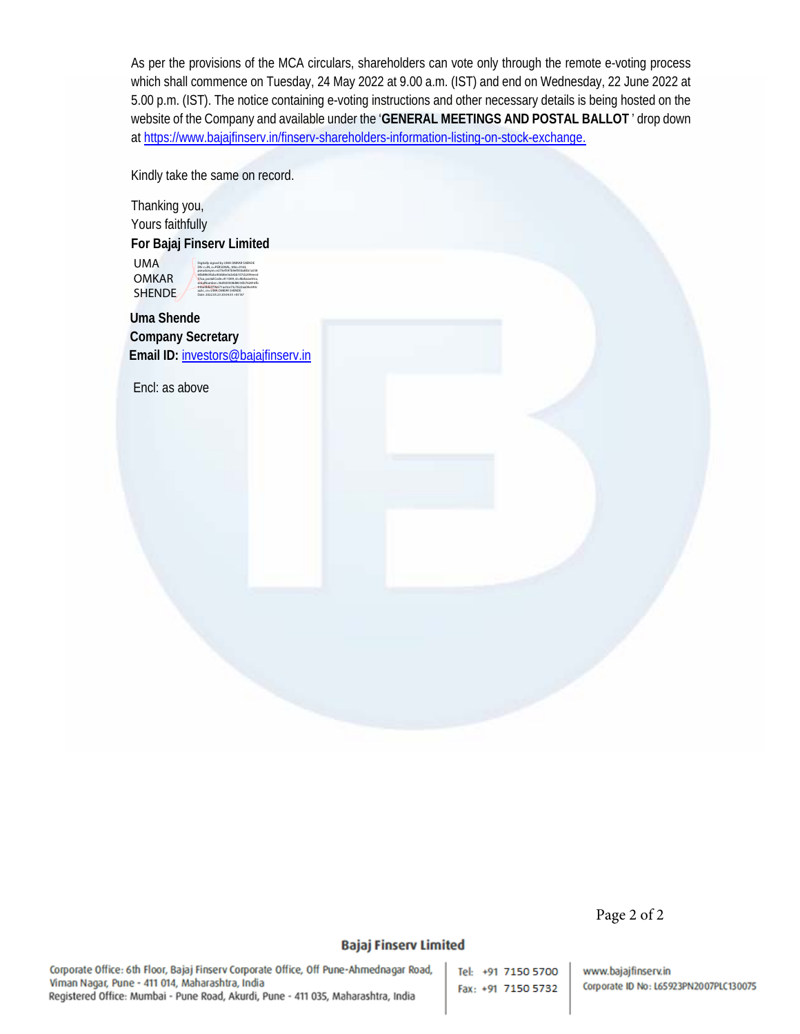As per the provisions of the MCA circulars, shareholders can vote only through the remote e-voting process which shall commence on Tuesday, 24 May 2022 at 9.00 a.m. (IST) and end on Wednesday, 22 June 2022 at 5.00 p.m. (IST). The notice containing e-voting instructions and other necessary details is being hosted on the website of the Company and available under the '**GENERAL MEETINGS AND POSTAL BALLOT**' drop down at https://www.bajajfinserv.in/finserv-shareholders-information-listing-on-stock-exchange.

Kindly take the same on record.

Thanking you,
Yours faithfully
**For Bajaj Finserv Limited**

UMA OMKAR SHENDE

**Uma Shende**
**Company Secretary**
**Email ID:** investors@bajajfinserv.in

Encl: as above

**Bajaj Finserv Limited**

Corporate Office: 6th Floor, Bajaj Finserv Corporate Office, Off Pune-Ahmednagar Road, Viman Nagar, Pune - 411 014, Maharashtra, India
Registered Office: Mumbai - Pune Road, Akurdi, Pune - 411 035, Maharashtra, India

Tel: +91 7150 5700
Fax: +91 7150 5732

www.bajajfinserv.in
Corporate ID No: L65923PN2007PLC130075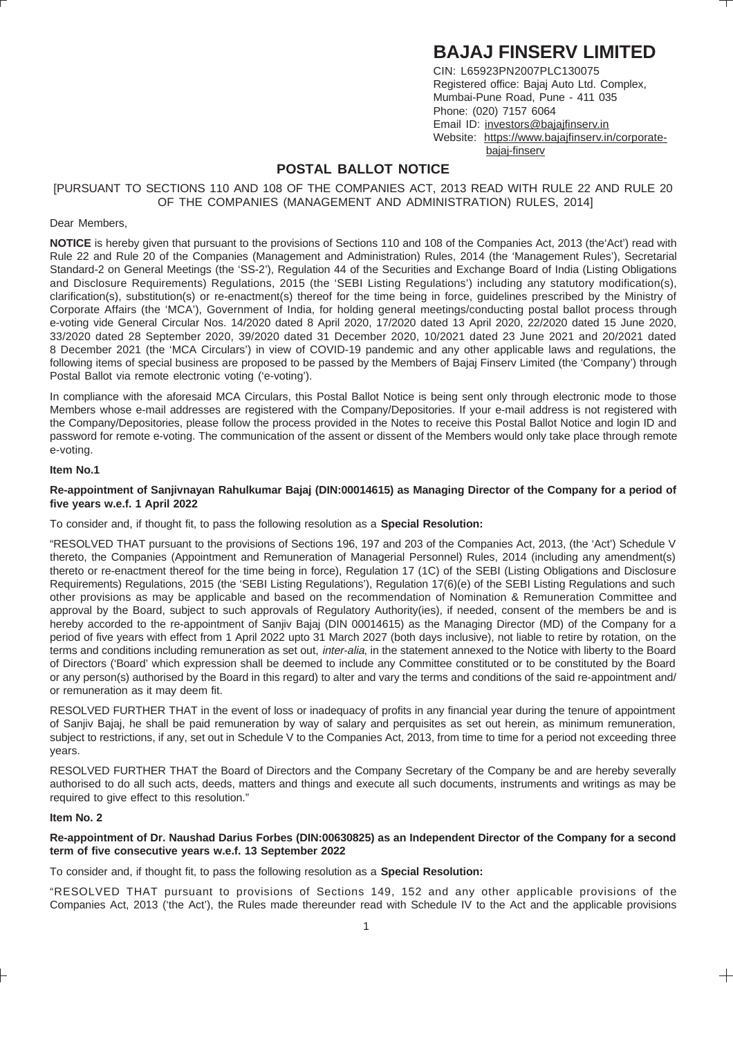# BAJAJ FINSERV LIMITED

CIN: L65923PN2007PLC130075
Registered office: Bajaj Auto Ltd. Complex,
Mumbai-Pune Road, Pune - 411 035
Phone: (020) 7157 6064
Email ID: investors@bajajfinserv.in
Website: https://www.bajajfinserv.in/corporate-bajaj-finserv

## POSTAL BALLOT NOTICE

[PURSUANT TO SECTIONS 110 AND 108 OF THE COMPANIES ACT, 2013 READ WITH RULE 22 AND RULE 20 OF THE COMPANIES (MANAGEMENT AND ADMINISTRATION) RULES, 2014]

Dear Members,

**NOTICE** is hereby given that pursuant to the provisions of Sections 110 and 108 of the Companies Act, 2013 (the'Act') read with Rule 22 and Rule 20 of the Companies (Management and Administration) Rules, 2014 (the 'Management Rules'), Secretarial Standard-2 on General Meetings (the 'SS-2'), Regulation 44 of the Securities and Exchange Board of India (Listing Obligations and Disclosure Requirements) Regulations, 2015 (the 'SEBI Listing Regulations') including any statutory modification(s), clarification(s), substitution(s) or re-enactment(s) thereof for the time being in force, guidelines prescribed by the Ministry of Corporate Affairs (the 'MCA'), Government of India, for holding general meetings/conducting postal ballot process through e-voting vide General Circular Nos. 14/2020 dated 8 April 2020, 17/2020 dated 13 April 2020, 22/2020 dated 15 June 2020, 33/2020 dated 28 September 2020, 39/2020 dated 31 December 2020, 10/2021 dated 23 June 2021 and 20/2021 dated 8 December 2021 (the 'MCA Circulars') in view of COVID-19 pandemic and any other applicable laws and regulations, the following items of special business are proposed to be passed by the Members of Bajaj Finserv Limited (the 'Company') through Postal Ballot via remote electronic voting ('e-voting').

In compliance with the aforesaid MCA Circulars, this Postal Ballot Notice is being sent only through electronic mode to those Members whose e-mail addresses are registered with the Company/Depositories. If your e-mail address is not registered with the Company/Depositories, please follow the process provided in the Notes to receive this Postal Ballot Notice and login ID and password for remote e-voting. The communication of the assent or dissent of the Members would only take place through remote e-voting.

**Item No.1**

**Re-appointment of Sanjivnayan Rahulkumar Bajaj (DIN:00014615) as Managing Director of the Company for a period of five years w.e.f. 1 April 2022**

To consider and, if thought fit, to pass the following resolution as a **Special Resolution:**

"RESOLVED THAT pursuant to the provisions of Sections 196, 197 and 203 of the Companies Act, 2013, (the 'Act') Schedule V thereto, the Companies (Appointment and Remuneration of Managerial Personnel) Rules, 2014 (including any amendment(s) thereto or re-enactment thereof for the time being in force), Regulation 17 (1C) of the SEBI (Listing Obligations and Disclosure Requirements) Regulations, 2015 (the 'SEBI Listing Regulations'), Regulation 17(6)(e) of the SEBI Listing Regulations and such other provisions as may be applicable and based on the recommendation of Nomination & Remuneration Committee and approval by the Board, subject to such approvals of Regulatory Authority(ies), if needed, consent of the members be and is hereby accorded to the re-appointment of Sanjiv Bajaj (DIN 00014615) as the Managing Director (MD) of the Company for a period of five years with effect from 1 April 2022 upto 31 March 2027 (both days inclusive), not liable to retire by rotation, on the terms and conditions including remuneration as set out, *inter-alia*, in the statement annexed to the Notice with liberty to the Board of Directors ('Board' which expression shall be deemed to include any Committee constituted or to be constituted by the Board or any person(s) authorised by the Board in this regard) to alter and vary the terms and conditions of the said re-appointment and/ or remuneration as it may deem fit.

RESOLVED FURTHER THAT in the event of loss or inadequacy of profits in any financial year during the tenure of appointment of Sanjiv Bajaj, he shall be paid remuneration by way of salary and perquisites as set out herein, as minimum remuneration, subject to restrictions, if any, set out in Schedule V to the Companies Act, 2013, from time to time for a period not exceeding three years.

RESOLVED FURTHER THAT the Board of Directors and the Company Secretary of the Company be and are hereby severally authorised to do all such acts, deeds, matters and things and execute all such documents, instruments and writings as may be required to give effect to this resolution."

**Item No. 2**

**Re-appointment of Dr. Naushad Darius Forbes (DIN:00630825) as an Independent Director of the Company for a second term of five consecutive years w.e.f. 13 September 2022**

To consider and, if thought fit, to pass the following resolution as a **Special Resolution:**

"RESOLVED THAT pursuant to provisions of Sections 149, 152 and any other applicable provisions of the Companies Act, 2013 ('the Act'), the Rules made thereunder read with Schedule IV to the Act and the applicable provisions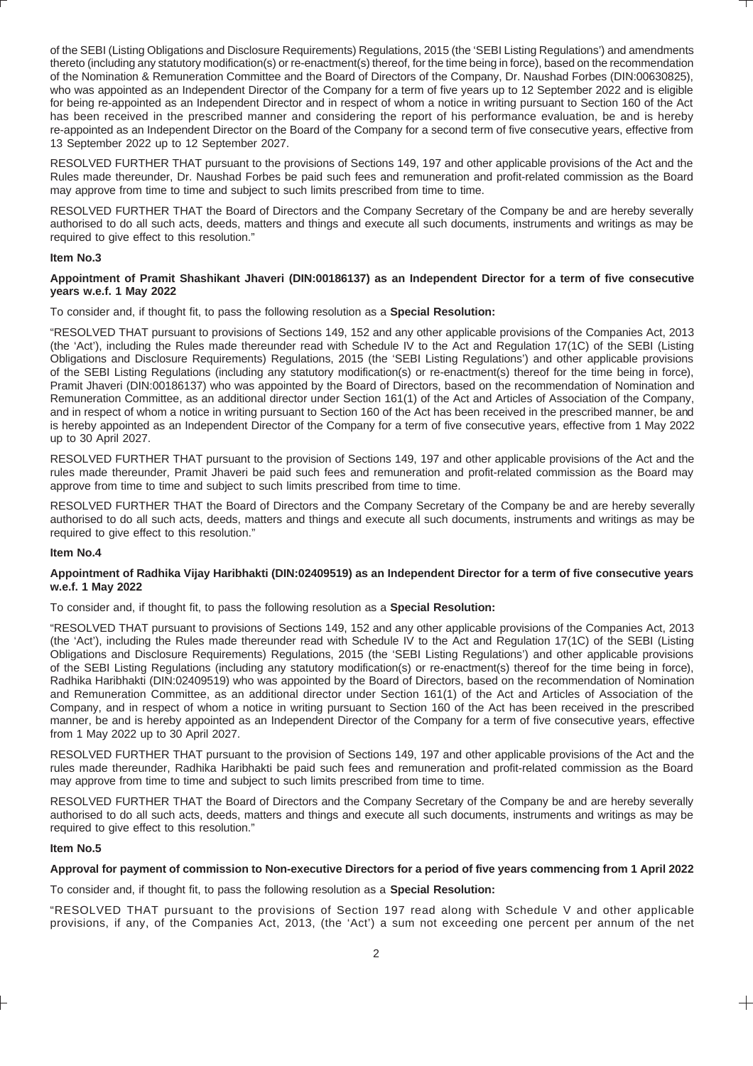of the SEBI (Listing Obligations and Disclosure Requirements) Regulations, 2015 (the 'SEBI Listing Regulations') and amendments thereto (including any statutory modification(s) or re-enactment(s) thereof, for the time being in force), based on the recommendation of the Nomination & Remuneration Committee and the Board of Directors of the Company, Dr. Naushad Forbes (DIN:00630825), who was appointed as an Independent Director of the Company for a term of five years up to 12 September 2022 and is eligible for being re-appointed as an Independent Director and in respect of whom a notice in writing pursuant to Section 160 of the Act has been received in the prescribed manner and considering the report of his performance evaluation, be and is hereby re-appointed as an Independent Director on the Board of the Company for a second term of five consecutive years, effective from 13 September 2022 up to 12 September 2027.

RESOLVED FURTHER THAT pursuant to the provisions of Sections 149, 197 and other applicable provisions of the Act and the Rules made thereunder, Dr. Naushad Forbes be paid such fees and remuneration and profit-related commission as the Board may approve from time to time and subject to such limits prescribed from time to time.

RESOLVED FURTHER THAT the Board of Directors and the Company Secretary of the Company be and are hereby severally authorised to do all such acts, deeds, matters and things and execute all such documents, instruments and writings as may be required to give effect to this resolution."

**Item No.3**

**Appointment of Pramit Shashikant Jhaveri (DIN:00186137) as an Independent Director for a term of five consecutive years w.e.f. 1 May 2022**

To consider and, if thought fit, to pass the following resolution as a **Special Resolution:**

"RESOLVED THAT pursuant to provisions of Sections 149, 152 and any other applicable provisions of the Companies Act, 2013 (the 'Act'), including the Rules made thereunder read with Schedule IV to the Act and Regulation 17(1C) of the SEBI (Listing Obligations and Disclosure Requirements) Regulations, 2015 (the 'SEBI Listing Regulations') and other applicable provisions of the SEBI Listing Regulations (including any statutory modification(s) or re-enactment(s) thereof for the time being in force), Pramit Jhaveri (DIN:00186137) who was appointed by the Board of Directors, based on the recommendation of Nomination and Remuneration Committee, as an additional director under Section 161(1) of the Act and Articles of Association of the Company, and in respect of whom a notice in writing pursuant to Section 160 of the Act has been received in the prescribed manner, be and is hereby appointed as an Independent Director of the Company for a term of five consecutive years, effective from 1 May 2022 up to 30 April 2027.

RESOLVED FURTHER THAT pursuant to the provision of Sections 149, 197 and other applicable provisions of the Act and the rules made thereunder, Pramit Jhaveri be paid such fees and remuneration and profit-related commission as the Board may approve from time to time and subject to such limits prescribed from time to time.

RESOLVED FURTHER THAT the Board of Directors and the Company Secretary of the Company be and are hereby severally authorised to do all such acts, deeds, matters and things and execute all such documents, instruments and writings as may be required to give effect to this resolution."

**Item No.4**

**Appointment of Radhika Vijay Haribhakti (DIN:02409519) as an Independent Director for a term of five consecutive years w.e.f. 1 May 2022**

To consider and, if thought fit, to pass the following resolution as a **Special Resolution:**

"RESOLVED THAT pursuant to provisions of Sections 149, 152 and any other applicable provisions of the Companies Act, 2013 (the 'Act'), including the Rules made thereunder read with Schedule IV to the Act and Regulation 17(1C) of the SEBI (Listing Obligations and Disclosure Requirements) Regulations, 2015 (the 'SEBI Listing Regulations') and other applicable provisions of the SEBI Listing Regulations (including any statutory modification(s) or re-enactment(s) thereof for the time being in force), Radhika Haribhakti (DIN:02409519) who was appointed by the Board of Directors, based on the recommendation of Nomination and Remuneration Committee, as an additional director under Section 161(1) of the Act and Articles of Association of the Company, and in respect of whom a notice in writing pursuant to Section 160 of the Act has been received in the prescribed manner, be and is hereby appointed as an Independent Director of the Company for a term of five consecutive years, effective from 1 May 2022 up to 30 April 2027.

RESOLVED FURTHER THAT pursuant to the provision of Sections 149, 197 and other applicable provisions of the Act and the rules made thereunder, Radhika Haribhakti be paid such fees and remuneration and profit-related commission as the Board may approve from time to time and subject to such limits prescribed from time to time.

RESOLVED FURTHER THAT the Board of Directors and the Company Secretary of the Company be and are hereby severally authorised to do all such acts, deeds, matters and things and execute all such documents, instruments and writings as may be required to give effect to this resolution."

**Item No.5**

**Approval for payment of commission to Non-executive Directors for a period of five years commencing from 1 April 2022**

To consider and, if thought fit, to pass the following resolution as a **Special Resolution:**

"RESOLVED THAT pursuant to the provisions of Section 197 read along with Schedule V and other applicable provisions, if any, of the Companies Act, 2013, (the 'Act') a sum not exceeding one percent per annum of the net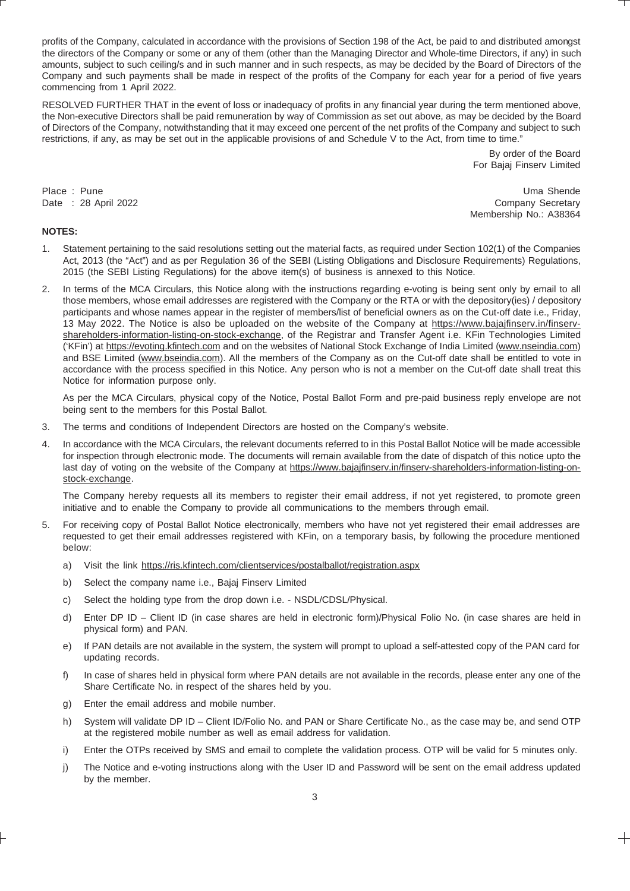profits of the Company, calculated in accordance with the provisions of Section 198 of the Act, be paid to and distributed amongst the directors of the Company or some or any of them (other than the Managing Director and Whole-time Directors, if any) in such amounts, subject to such ceiling/s and in such manner and in such respects, as may be decided by the Board of Directors of the Company and such payments shall be made in respect of the profits of the Company for each year for a period of five years commencing from 1 April 2022.

RESOLVED FURTHER THAT in the event of loss or inadequacy of profits in any financial year during the term mentioned above, the Non-executive Directors shall be paid remuneration by way of Commission as set out above, as may be decided by the Board of Directors of the Company, notwithstanding that it may exceed one percent of the net profits of the Company and subject to such restrictions, if any, as may be set out in the applicable provisions of and Schedule V to the Act, from time to time."

By order of the Board
For Bajaj Finserv Limited

Place : Pune
Date : 28 April 2022

Uma Shende
Company Secretary
Membership No.: A38364

**NOTES:**

1. Statement pertaining to the said resolutions setting out the material facts, as required under Section 102(1) of the Companies Act, 2013 (the "Act") and as per Regulation 36 of the SEBI (Listing Obligations and Disclosure Requirements) Regulations, 2015 (the SEBI Listing Regulations) for the above item(s) of business is annexed to this Notice.

2. In terms of the MCA Circulars, this Notice along with the instructions regarding e-voting is being sent only by email to all those members, whose email addresses are registered with the Company or the RTA or with the depository(ies) / depository participants and whose names appear in the register of members/list of beneficial owners as on the Cut-off date i.e., Friday, 13 May 2022. The Notice is also be uploaded on the website of the Company at https://www.bajajfinserv.in/finserv-shareholders-information-listing-on-stock-exchange, of the Registrar and Transfer Agent i.e. KFin Technologies Limited ('KFin') at https://evoting.kfintech.com and on the websites of National Stock Exchange of India Limited (www.nseindia.com) and BSE Limited (www.bseindia.com). All the members of the Company as on the Cut-off date shall be entitled to vote in accordance with the process specified in this Notice. Any person who is not a member on the Cut-off date shall treat this Notice for information purpose only.

   As per the MCA Circulars, physical copy of the Notice, Postal Ballot Form and pre-paid business reply envelope are not being sent to the members for this Postal Ballot.

3. The terms and conditions of Independent Directors are hosted on the Company's website.

4. In accordance with the MCA Circulars, the relevant documents referred to in this Postal Ballot Notice will be made accessible for inspection through electronic mode. The documents will remain available from the date of dispatch of this notice upto the last day of voting on the website of the Company at https://www.bajajfinserv.in/finserv-shareholders-information-listing-on-stock-exchange.

   The Company hereby requests all its members to register their email address, if not yet registered, to promote green initiative and to enable the Company to provide all communications to the members through email.

5. For receiving copy of Postal Ballot Notice electronically, members who have not yet registered their email addresses are requested to get their email addresses registered with KFin, on a temporary basis, by following the procedure mentioned below:

   a) Visit the link https://ris.kfintech.com/clientservices/postalballot/registration.aspx

   b) Select the company name i.e., Bajaj Finserv Limited

   c) Select the holding type from the drop down i.e. - NSDL/CDSL/Physical.

   d) Enter DP ID – Client ID (in case shares are held in electronic form)/Physical Folio No. (in case shares are held in physical form) and PAN.

   e) If PAN details are not available in the system, the system will prompt to upload a self-attested copy of the PAN card for updating records.

   f) In case of shares held in physical form where PAN details are not available in the records, please enter any one of the Share Certificate No. in respect of the shares held by you.

   g) Enter the email address and mobile number.

   h) System will validate DP ID – Client ID/Folio No. and PAN or Share Certificate No., as the case may be, and send OTP at the registered mobile number as well as email address for validation.

   i) Enter the OTPs received by SMS and email to complete the validation process. OTP will be valid for 5 minutes only.

   j) The Notice and e-voting instructions along with the User ID and Password will be sent on the email address updated by the member.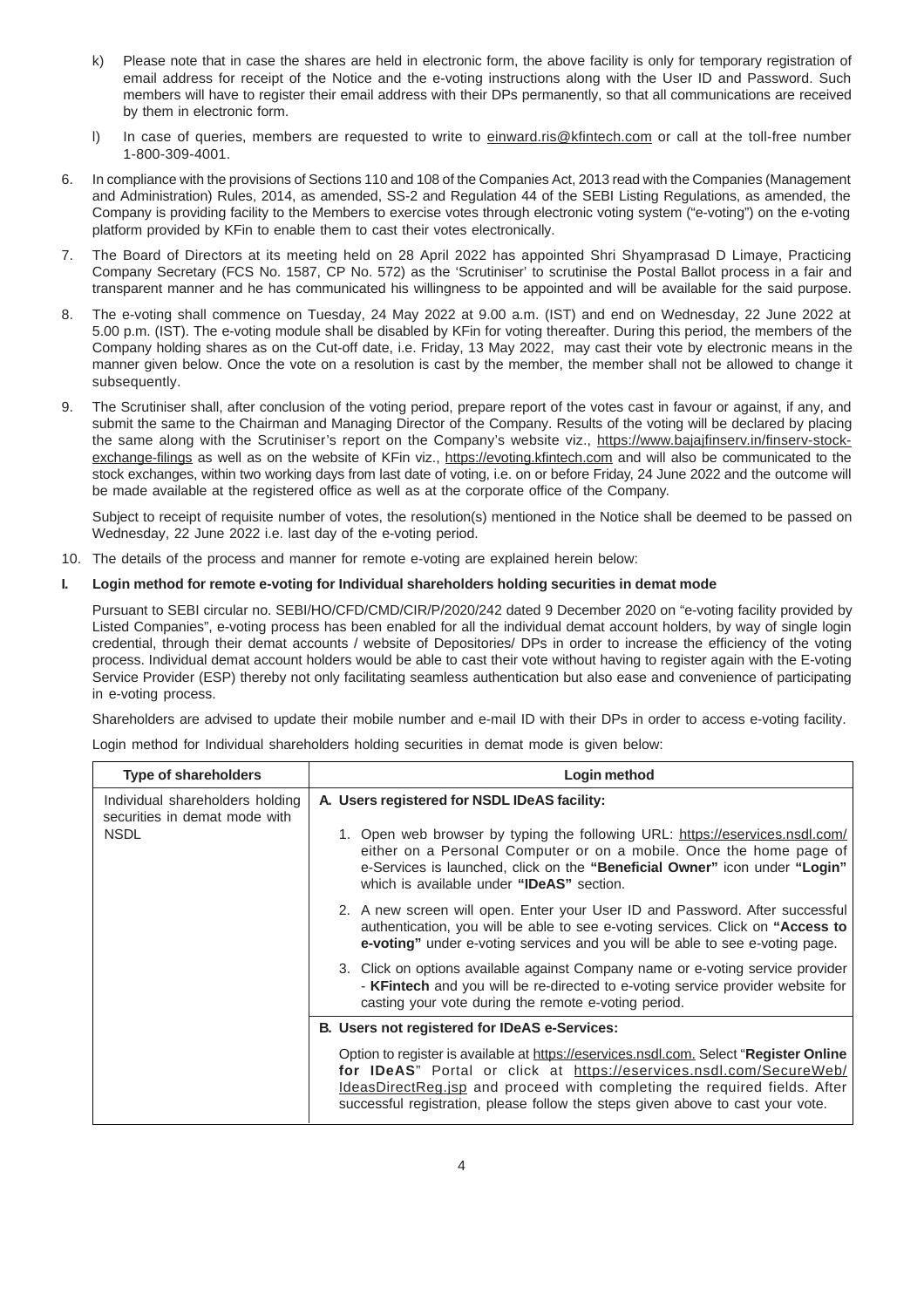k) Please note that in case the shares are held in electronic form, the above facility is only for temporary registration of email address for receipt of the Notice and the e-voting instructions along with the User ID and Password. Such members will have to register their email address with their DPs permanently, so that all communications are received by them in electronic form.

l) In case of queries, members are requested to write to einward.ris@kfintech.com or call at the toll-free number 1-800-309-4001.

6. In compliance with the provisions of Sections 110 and 108 of the Companies Act, 2013 read with the Companies (Management and Administration) Rules, 2014, as amended, SS-2 and Regulation 44 of the SEBI Listing Regulations, as amended, the Company is providing facility to the Members to exercise votes through electronic voting system ("e-voting") on the e-voting platform provided by KFin to enable them to cast their votes electronically.

7. The Board of Directors at its meeting held on 28 April 2022 has appointed Shri Shyamprasad D Limaye, Practicing Company Secretary (FCS No. 1587, CP No. 572) as the 'Scrutiniser' to scrutinise the Postal Ballot process in a fair and transparent manner and he has communicated his willingness to be appointed and will be available for the said purpose.

8. The e-voting shall commence on Tuesday, 24 May 2022 at 9.00 a.m. (IST) and end on Wednesday, 22 June 2022 at 5.00 p.m. (IST). The e-voting module shall be disabled by KFin for voting thereafter. During this period, the members of the Company holding shares as on the Cut-off date, i.e. Friday, 13 May 2022, may cast their vote by electronic means in the manner given below. Once the vote on a resolution is cast by the member, the member shall not be allowed to change it subsequently.

9. The Scrutiniser shall, after conclusion of the voting period, prepare report of the votes cast in favour or against, if any, and submit the same to the Chairman and Managing Director of the Company. Results of the voting will be declared by placing the same along with the Scrutiniser's report on the Company's website viz., https://www.bajajfinserv.in/finserv-stock-exchange-filings as well as on the website of KFin viz., https://evoting.kfintech.com and will also be communicated to the stock exchanges, within two working days from last date of voting, i.e. on or before Friday, 24 June 2022 and the outcome will be made available at the registered office as well as at the corporate office of the Company.

   Subject to receipt of requisite number of votes, the resolution(s) mentioned in the Notice shall be deemed to be passed on Wednesday, 22 June 2022 i.e. last day of the e-voting period.

10. The details of the process and manner for remote e-voting are explained herein below:

**I. Login method for remote e-voting for Individual shareholders holding securities in demat mode**

Pursuant to SEBI circular no. SEBI/HO/CFD/CMD/CIR/P/2020/242 dated 9 December 2020 on "e-voting facility provided by Listed Companies", e-voting process has been enabled for all the individual demat account holders, by way of single login credential, through their demat accounts / website of Depositories/ DPs in order to increase the efficiency of the voting process. Individual demat account holders would be able to cast their vote without having to register again with the E-voting Service Provider (ESP) thereby not only facilitating seamless authentication but also ease and convenience of participating in e-voting process.

Shareholders are advised to update their mobile number and e-mail ID with their DPs in order to access e-voting facility.

Login method for Individual shareholders holding securities in demat mode is given below:

| Type of shareholders | Login method |
|---|---|
| Individual shareholders holding securities in demat mode with NSDL | **A. Users registered for NSDL IDeAS facility:**<br><br>1. Open web browser by typing the following URL: https://eservices.nsdl.com/ either on a Personal Computer or on a mobile. Once the home page of e-Services is launched, click on the **"Beneficial Owner"** icon under **"Login"** which is available under **"IDeAS"** section.<br><br>2. A new screen will open. Enter your User ID and Password. After successful authentication, you will be able to see e-voting services. Click on **"Access to e-voting"** under e-voting services and you will be able to see e-voting page.<br><br>3. Click on options available against Company name or e-voting service provider - **KFintech** and you will be re-directed to e-voting service provider website for casting your vote during the remote e-voting period. |
| | **B. Users not registered for IDeAS e-Services:**<br><br>Option to register is available at https://eservices.nsdl.com. Select "**Register Online for IDeAS**" Portal or click at https://eservices.nsdl.com/SecureWeb/IdeasDirectReg.jsp and proceed with completing the required fields. After successful registration, please follow the steps given above to cast your vote. |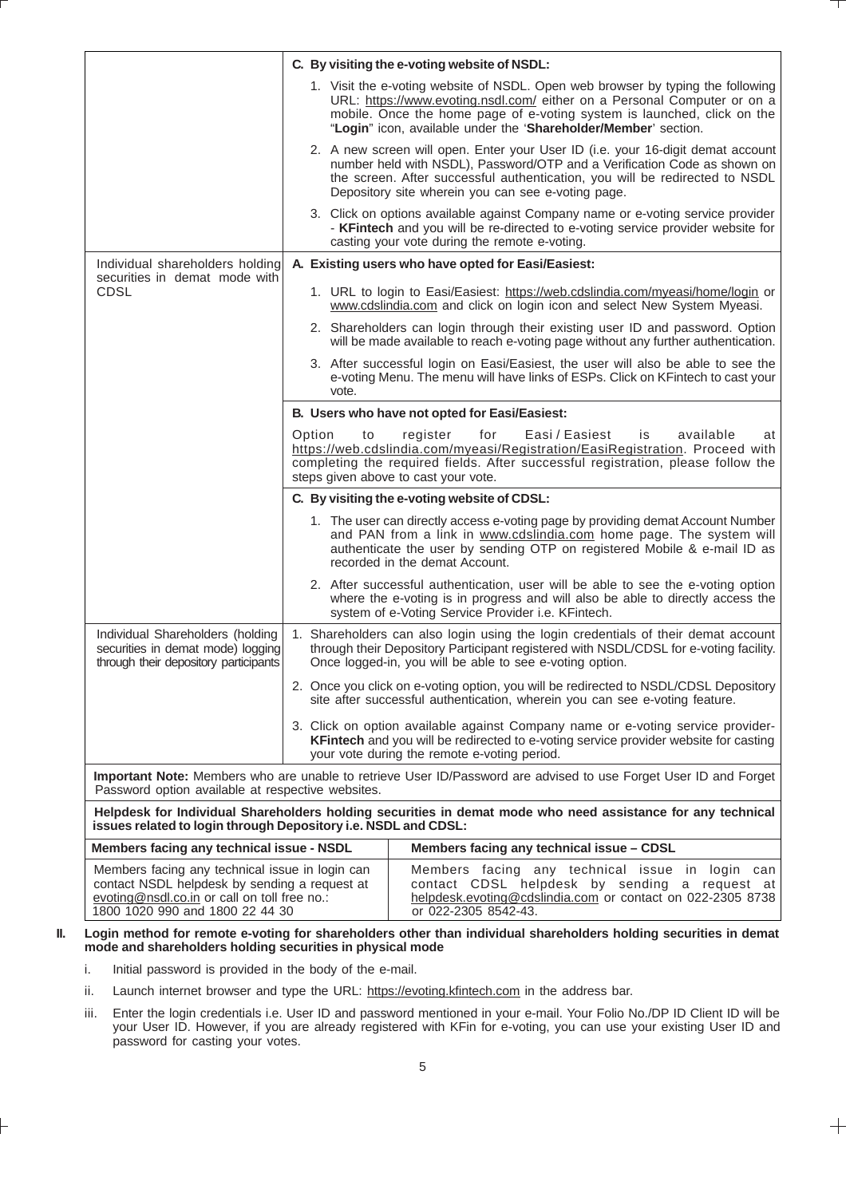| | |
|---|---|
| | **C. By visiting the e-voting website of NSDL:**<br>1. Visit the e-voting website of NSDL. Open web browser by typing the following URL: https://www.evoting.nsdl.com/ either on a Personal Computer or on a mobile. Once the home page of e-voting system is launched, click on the "**Login**" icon, available under the '**Shareholder/Member**' section.<br>2. A new screen will open. Enter your User ID (i.e. your 16-digit demat account number held with NSDL), Password/OTP and a Verification Code as shown on the screen. After successful authentication, you will be redirected to NSDL Depository site wherein you can see e-voting page.<br>3. Click on options available against Company name or e-voting service provider - **KFintech** and you will be re-directed to e-voting service provider website for casting your vote during the remote e-voting. |
| Individual shareholders holding securities in demat mode with CDSL | **A. Existing users who have opted for Easi/Easiest:**<br>1. URL to login to Easi/Easiest: https://web.cdslindia.com/myeasi/home/login or www.cdslindia.com and click on login icon and select New System Myeasi.<br>2. Shareholders can login through their existing user ID and password. Option will be made available to reach e-voting page without any further authentication.<br>3. After successful login on Easi/Easiest, the user will also be able to see the e-voting Menu. The menu will have links of ESPs. Click on KFintech to cast your vote.<br>**B. Users who have not opted for Easi/Easiest:**<br>Option to register for Easi / Easiest is available at https://web.cdslindia.com/myeasi/Registration/EasiRegistration. Proceed with completing the required fields. After successful registration, please follow the steps given above to cast your vote.<br>**C. By visiting the e-voting website of CDSL:**<br>1. The user can directly access e-voting page by providing demat Account Number and PAN from a link in www.cdslindia.com home page. The system will authenticate the user by sending OTP on registered Mobile & e-mail ID as recorded in the demat Account.<br>2. After successful authentication, user will be able to see the e-voting option where the e-voting is in progress and will also be able to directly access the system of e-Voting Service Provider i.e. KFintech. |
| Individual Shareholders (holding securities in demat mode) logging through their depository participants | 1. Shareholders can also login using the login credentials of their demat account through their Depository Participant registered with NSDL/CDSL for e-voting facility. Once logged-in, you will be able to see e-voting option.<br>2. Once you click on e-voting option, you will be redirected to NSDL/CDSL Depository site after successful authentication, wherein you can see e-voting feature.<br>3. Click on option available against Company name or e-voting service provider- **KFintech** and you will be redirected to e-voting service provider website for casting your vote during the remote e-voting period. |

**Important Note:** Members who are unable to retrieve User ID/Password are advised to use Forget User ID and Forget Password option available at respective websites.

**Helpdesk for Individual Shareholders holding securities in demat mode who need assistance for any technical issues related to login through Depository i.e. NSDL and CDSL:**

| Members facing any technical issue - NSDL | Members facing any technical issue – CDSL |
|---|---|
| Members facing any technical issue in login can contact NSDL helpdesk by sending a request at evoting@nsdl.co.in or call on toll free no.: 1800 1020 990 and 1800 22 44 30 | Members facing any technical issue in login can contact CDSL helpdesk by sending a request at helpdesk.evoting@cdslindia.com or contact on 022-2305 8738 or 022-2305 8542-43. |

**II. Login method for remote e-voting for shareholders other than individual shareholders holding securities in demat mode and shareholders holding securities in physical mode**

i. Initial password is provided in the body of the e-mail.

ii. Launch internet browser and type the URL: https://evoting.kfintech.com in the address bar.

iii. Enter the login credentials i.e. User ID and password mentioned in your e-mail. Your Folio No./DP ID Client ID will be your User ID. However, if you are already registered with KFin for e-voting, you can use your existing User ID and password for casting your votes.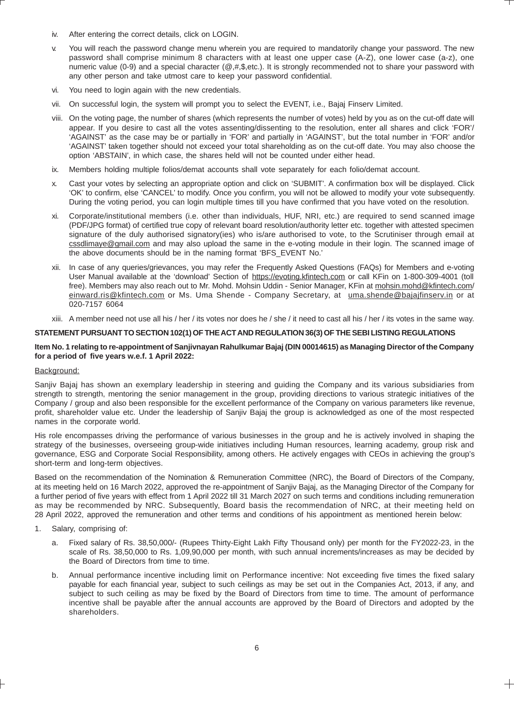iv. After entering the correct details, click on LOGIN.

v. You will reach the password change menu wherein you are required to mandatorily change your password. The new password shall comprise minimum 8 characters with at least one upper case (A-Z), one lower case (a-z), one numeric value (0-9) and a special character (@,#,$,etc.). It is strongly recommended not to share your password with any other person and take utmost care to keep your password confidential.

vi. You need to login again with the new credentials.

vii. On successful login, the system will prompt you to select the EVENT, i.e., Bajaj Finserv Limited.

viii. On the voting page, the number of shares (which represents the number of votes) held by you as on the cut-off date will appear. If you desire to cast all the votes assenting/dissenting to the resolution, enter all shares and click 'FOR'/ 'AGAINST' as the case may be or partially in 'FOR' and partially in 'AGAINST', but the total number in 'FOR' and/or 'AGAINST' taken together should not exceed your total shareholding as on the cut-off date. You may also choose the option 'ABSTAIN', in which case, the shares held will not be counted under either head.

ix. Members holding multiple folios/demat accounts shall vote separately for each folio/demat account.

x. Cast your votes by selecting an appropriate option and click on 'SUBMIT'. A confirmation box will be displayed. Click 'OK' to confirm, else 'CANCEL' to modify. Once you confirm, you will not be allowed to modify your vote subsequently. During the voting period, you can login multiple times till you have confirmed that you have voted on the resolution.

xi. Corporate/institutional members (i.e. other than individuals, HUF, NRI, etc.) are required to send scanned image (PDF/JPG format) of certified true copy of relevant board resolution/authority letter etc. together with attested specimen signature of the duly authorised signatory(ies) who is/are authorised to vote, to the Scrutiniser through email at cssdlimaye@gmail.com and may also upload the same in the e-voting module in their login. The scanned image of the above documents should be in the naming format 'BFS_EVENT No.'

xii. In case of any queries/grievances, you may refer the Frequently Asked Questions (FAQs) for Members and e-voting User Manual available at the 'download' Section of https://evoting.kfintech.com or call KFin on 1-800-309-4001 (toll free). Members may also reach out to Mr. Mohd. Mohsin Uddin - Senior Manager, KFin at mohsin.mohd@kfintech.com/ einward.ris@kfintech.com or Ms. Uma Shende - Company Secretary, at uma.shende@bajajfinserv.in or at 020-7157 6064

xiii. A member need not use all his / her / its votes nor does he / she / it need to cast all his / her / its votes in the same way.

## STATEMENT PURSUANT TO SECTION 102(1) OF THE ACT AND REGULATION 36(3) OF THE SEBI LISTING REGULATIONS

### Item No. 1 relating to re-appointment of Sanjivnayan Rahulkumar Bajaj (DIN 00014615) as Managing Director of the Company for a period of five years w.e.f. 1 April 2022:

Background:

Sanjiv Bajaj has shown an exemplary leadership in steering and guiding the Company and its various subsidiaries from strength to strength, mentoring the senior management in the group, providing directions to various strategic initiatives of the Company / group and also been responsible for the excellent performance of the Company on various parameters like revenue, profit, shareholder value etc. Under the leadership of Sanjiv Bajaj the group is acknowledged as one of the most respected names in the corporate world.

His role encompasses driving the performance of various businesses in the group and he is actively involved in shaping the strategy of the businesses, overseeing group-wide initiatives including Human resources, learning academy, group risk and governance, ESG and Corporate Social Responsibility, among others. He actively engages with CEOs in achieving the group's short-term and long-term objectives.

Based on the recommendation of the Nomination & Remuneration Committee (NRC), the Board of Directors of the Company, at its meeting held on 16 March 2022, approved the re-appointment of Sanjiv Bajaj, as the Managing Director of the Company for a further period of five years with effect from 1 April 2022 till 31 March 2027 on such terms and conditions including remuneration as may be recommended by NRC. Subsequently, Board basis the recommendation of NRC, at their meeting held on 28 April 2022, approved the remuneration and other terms and conditions of his appointment as mentioned herein below:

1. Salary, comprising of:

   a. Fixed salary of Rs. 38,50,000/- (Rupees Thirty-Eight Lakh Fifty Thousand only) per month for the FY2022-23, in the scale of Rs. 38,50,000 to Rs. 1,09,90,000 per month, with such annual increments/increases as may be decided by the Board of Directors from time to time.

   b. Annual performance incentive including limit on Performance incentive: Not exceeding five times the fixed salary payable for each financial year, subject to such ceilings as may be set out in the Companies Act, 2013, if any, and subject to such ceiling as may be fixed by the Board of Directors from time to time. The amount of performance incentive shall be payable after the annual accounts are approved by the Board of Directors and adopted by the shareholders.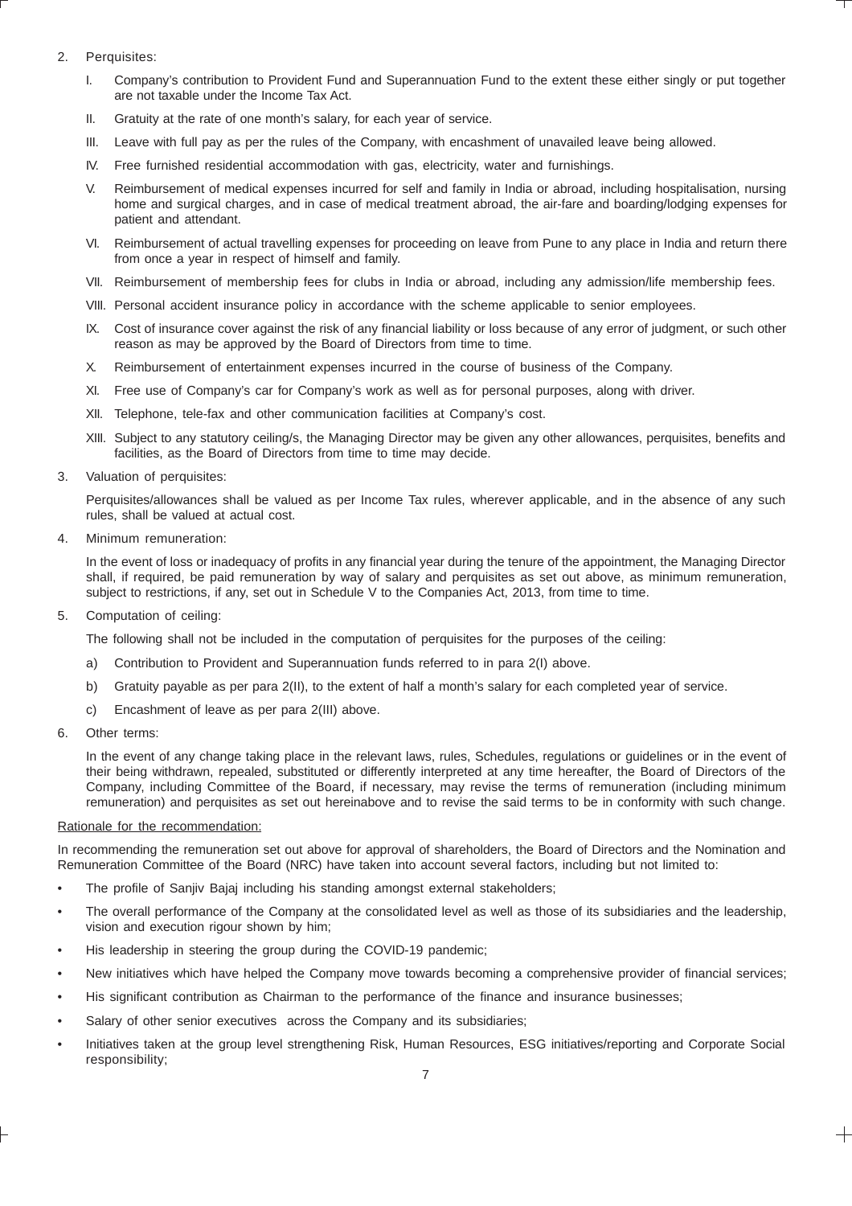2. Perquisites:

   I. Company's contribution to Provident Fund and Superannuation Fund to the extent these either singly or put together are not taxable under the Income Tax Act.

   II. Gratuity at the rate of one month's salary, for each year of service.

   III. Leave with full pay as per the rules of the Company, with encashment of unavailed leave being allowed.

   IV. Free furnished residential accommodation with gas, electricity, water and furnishings.

   V. Reimbursement of medical expenses incurred for self and family in India or abroad, including hospitalisation, nursing home and surgical charges, and in case of medical treatment abroad, the air-fare and boarding/lodging expenses for patient and attendant.

   VI. Reimbursement of actual travelling expenses for proceeding on leave from Pune to any place in India and return there from once a year in respect of himself and family.

   VII. Reimbursement of membership fees for clubs in India or abroad, including any admission/life membership fees.

   VIII. Personal accident insurance policy in accordance with the scheme applicable to senior employees.

   IX. Cost of insurance cover against the risk of any financial liability or loss because of any error of judgment, or such other reason as may be approved by the Board of Directors from time to time.

   X. Reimbursement of entertainment expenses incurred in the course of business of the Company.

   XI. Free use of Company's car for Company's work as well as for personal purposes, along with driver.

   XII. Telephone, tele-fax and other communication facilities at Company's cost.

   XIII. Subject to any statutory ceiling/s, the Managing Director may be given any other allowances, perquisites, benefits and facilities, as the Board of Directors from time to time may decide.

3. Valuation of perquisites:

   Perquisites/allowances shall be valued as per Income Tax rules, wherever applicable, and in the absence of any such rules, shall be valued at actual cost.

4. Minimum remuneration:

   In the event of loss or inadequacy of profits in any financial year during the tenure of the appointment, the Managing Director shall, if required, be paid remuneration by way of salary and perquisites as set out above, as minimum remuneration, subject to restrictions, if any, set out in Schedule V to the Companies Act, 2013, from time to time.

5. Computation of ceiling:

   The following shall not be included in the computation of perquisites for the purposes of the ceiling:

   a) Contribution to Provident and Superannuation funds referred to in para 2(I) above.

   b) Gratuity payable as per para 2(II), to the extent of half a month's salary for each completed year of service.

   c) Encashment of leave as per para 2(III) above.

6. Other terms:

   In the event of any change taking place in the relevant laws, rules, Schedules, regulations or guidelines or in the event of their being withdrawn, repealed, substituted or differently interpreted at any time hereafter, the Board of Directors of the Company, including Committee of the Board, if necessary, may revise the terms of remuneration (including minimum remuneration) and perquisites as set out hereinabove and to revise the said terms to be in conformity with such change.

Rationale for the recommendation:

In recommending the remuneration set out above for approval of shareholders, the Board of Directors and the Nomination and Remuneration Committee of the Board (NRC) have taken into account several factors, including but not limited to:

- The profile of Sanjiv Bajaj including his standing amongst external stakeholders;
- The overall performance of the Company at the consolidated level as well as those of its subsidiaries and the leadership, vision and execution rigour shown by him;
- His leadership in steering the group during the COVID-19 pandemic;
- New initiatives which have helped the Company move towards becoming a comprehensive provider of financial services;
- His significant contribution as Chairman to the performance of the finance and insurance businesses;
- Salary of other senior executives across the Company and its subsidiaries;
- Initiatives taken at the group level strengthening Risk, Human Resources, ESG initiatives/reporting and Corporate Social responsibility;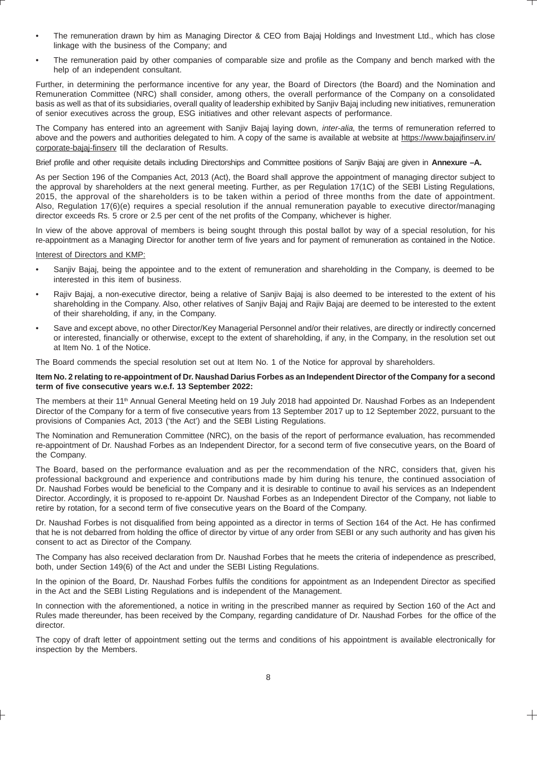- The remuneration drawn by him as Managing Director & CEO from Bajaj Holdings and Investment Ltd., which has close linkage with the business of the Company; and
- The remuneration paid by other companies of comparable size and profile as the Company and bench marked with the help of an independent consultant.

Further, in determining the performance incentive for any year, the Board of Directors (the Board) and the Nomination and Remuneration Committee (NRC) shall consider, among others, the overall performance of the Company on a consolidated basis as well as that of its subsidiaries, overall quality of leadership exhibited by Sanjiv Bajaj including new initiatives, remuneration of senior executives across the group, ESG initiatives and other relevant aspects of performance.

The Company has entered into an agreement with Sanjiv Bajaj laying down, *inter-alia*, the terms of remuneration referred to above and the powers and authorities delegated to him. A copy of the same is available at website at https://www.bajajfinserv.in/corporate-bajaj-finserv till the declaration of Results.

Brief profile and other requisite details including Directorships and Committee positions of Sanjiv Bajaj are given in **Annexure –A.**

As per Section 196 of the Companies Act, 2013 (Act), the Board shall approve the appointment of managing director subject to the approval by shareholders at the next general meeting. Further, as per Regulation 17(1C) of the SEBI Listing Regulations, 2015, the approval of the shareholders is to be taken within a period of three months from the date of appointment. Also, Regulation 17(6)(e) requires a special resolution if the annual remuneration payable to executive director/managing director exceeds Rs. 5 crore or 2.5 per cent of the net profits of the Company, whichever is higher.

In view of the above approval of members is being sought through this postal ballot by way of a special resolution, for his re-appointment as a Managing Director for another term of five years and for payment of remuneration as contained in the Notice.

Interest of Directors and KMP:

- Sanjiv Bajaj, being the appointee and to the extent of remuneration and shareholding in the Company, is deemed to be interested in this item of business.
- Rajiv Bajaj, a non-executive director, being a relative of Sanjiv Bajaj is also deemed to be interested to the extent of his shareholding in the Company. Also, other relatives of Sanjiv Bajaj and Rajiv Bajaj are deemed to be interested to the extent of their shareholding, if any, in the Company.
- Save and except above, no other Director/Key Managerial Personnel and/or their relatives, are directly or indirectly concerned or interested, financially or otherwise, except to the extent of shareholding, if any, in the Company, in the resolution set out at Item No. 1 of the Notice.

The Board commends the special resolution set out at Item No. 1 of the Notice for approval by shareholders.

**Item No. 2 relating to re-appointment of Dr. Naushad Darius Forbes as an Independent Director of the Company for a second term of five consecutive years w.e.f. 13 September 2022:**

The members at their 11th Annual General Meeting held on 19 July 2018 had appointed Dr. Naushad Forbes as an Independent Director of the Company for a term of five consecutive years from 13 September 2017 up to 12 September 2022, pursuant to the provisions of Companies Act, 2013 ('the Act') and the SEBI Listing Regulations.

The Nomination and Remuneration Committee (NRC), on the basis of the report of performance evaluation, has recommended re-appointment of Dr. Naushad Forbes as an Independent Director, for a second term of five consecutive years, on the Board of the Company.

The Board, based on the performance evaluation and as per the recommendation of the NRC, considers that, given his professional background and experience and contributions made by him during his tenure, the continued association of Dr. Naushad Forbes would be beneficial to the Company and it is desirable to continue to avail his services as an Independent Director. Accordingly, it is proposed to re-appoint Dr. Naushad Forbes as an Independent Director of the Company, not liable to retire by rotation, for a second term of five consecutive years on the Board of the Company.

Dr. Naushad Forbes is not disqualified from being appointed as a director in terms of Section 164 of the Act. He has confirmed that he is not debarred from holding the office of director by virtue of any order from SEBI or any such authority and has given his consent to act as Director of the Company.

The Company has also received declaration from Dr. Naushad Forbes that he meets the criteria of independence as prescribed, both, under Section 149(6) of the Act and under the SEBI Listing Regulations.

In the opinion of the Board, Dr. Naushad Forbes fulfils the conditions for appointment as an Independent Director as specified in the Act and the SEBI Listing Regulations and is independent of the Management.

In connection with the aforementioned, a notice in writing in the prescribed manner as required by Section 160 of the Act and Rules made thereunder, has been received by the Company, regarding candidature of Dr. Naushad Forbes for the office of the director.

The copy of draft letter of appointment setting out the terms and conditions of his appointment is available electronically for inspection by the Members.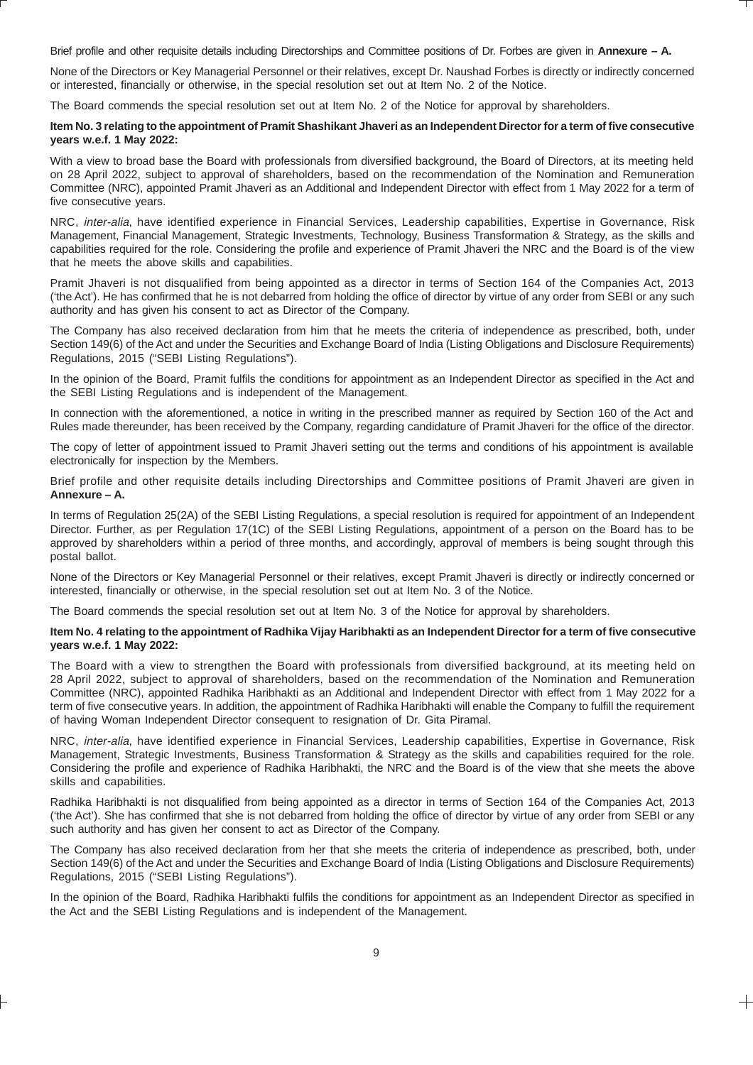Brief profile and other requisite details including Directorships and Committee positions of Dr. Forbes are given in **Annexure – A.**

None of the Directors or Key Managerial Personnel or their relatives, except Dr. Naushad Forbes is directly or indirectly concerned or interested, financially or otherwise, in the special resolution set out at Item No. 2 of the Notice.

The Board commends the special resolution set out at Item No. 2 of the Notice for approval by shareholders.

**Item No. 3 relating to the appointment of Pramit Shashikant Jhaveri as an Independent Director for a term of five consecutive years w.e.f. 1 May 2022:**

With a view to broad base the Board with professionals from diversified background, the Board of Directors, at its meeting held on 28 April 2022, subject to approval of shareholders, based on the recommendation of the Nomination and Remuneration Committee (NRC), appointed Pramit Jhaveri as an Additional and Independent Director with effect from 1 May 2022 for a term of five consecutive years.

NRC, *inter-alia*, have identified experience in Financial Services, Leadership capabilities, Expertise in Governance, Risk Management, Financial Management, Strategic Investments, Technology, Business Transformation & Strategy, as the skills and capabilities required for the role. Considering the profile and experience of Pramit Jhaveri the NRC and the Board is of the view that he meets the above skills and capabilities.

Pramit Jhaveri is not disqualified from being appointed as a director in terms of Section 164 of the Companies Act, 2013 ('the Act'). He has confirmed that he is not debarred from holding the office of director by virtue of any order from SEBI or any such authority and has given his consent to act as Director of the Company.

The Company has also received declaration from him that he meets the criteria of independence as prescribed, both, under Section 149(6) of the Act and under the Securities and Exchange Board of India (Listing Obligations and Disclosure Requirements) Regulations, 2015 ("SEBI Listing Regulations").

In the opinion of the Board, Pramit fulfils the conditions for appointment as an Independent Director as specified in the Act and the SEBI Listing Regulations and is independent of the Management.

In connection with the aforementioned, a notice in writing in the prescribed manner as required by Section 160 of the Act and Rules made thereunder, has been received by the Company, regarding candidature of Pramit Jhaveri for the office of the director.

The copy of letter of appointment issued to Pramit Jhaveri setting out the terms and conditions of his appointment is available electronically for inspection by the Members.

Brief profile and other requisite details including Directorships and Committee positions of Pramit Jhaveri are given in **Annexure – A.**

In terms of Regulation 25(2A) of the SEBI Listing Regulations, a special resolution is required for appointment of an Independent Director. Further, as per Regulation 17(1C) of the SEBI Listing Regulations, appointment of a person on the Board has to be approved by shareholders within a period of three months, and accordingly, approval of members is being sought through this postal ballot.

None of the Directors or Key Managerial Personnel or their relatives, except Pramit Jhaveri is directly or indirectly concerned or interested, financially or otherwise, in the special resolution set out at Item No. 3 of the Notice.

The Board commends the special resolution set out at Item No. 3 of the Notice for approval by shareholders.

**Item No. 4 relating to the appointment of Radhika Vijay Haribhakti as an Independent Director for a term of five consecutive years w.e.f. 1 May 2022:**

The Board with a view to strengthen the Board with professionals from diversified background, at its meeting held on 28 April 2022, subject to approval of shareholders, based on the recommendation of the Nomination and Remuneration Committee (NRC), appointed Radhika Haribhakti as an Additional and Independent Director with effect from 1 May 2022 for a term of five consecutive years. In addition, the appointment of Radhika Haribhakti will enable the Company to fulfill the requirement of having Woman Independent Director consequent to resignation of Dr. Gita Piramal.

NRC, *inter-alia*, have identified experience in Financial Services, Leadership capabilities, Expertise in Governance, Risk Management, Strategic Investments, Business Transformation & Strategy as the skills and capabilities required for the role. Considering the profile and experience of Radhika Haribhakti, the NRC and the Board is of the view that she meets the above skills and capabilities.

Radhika Haribhakti is not disqualified from being appointed as a director in terms of Section 164 of the Companies Act, 2013 ('the Act'). She has confirmed that she is not debarred from holding the office of director by virtue of any order from SEBI or any such authority and has given her consent to act as Director of the Company.

The Company has also received declaration from her that she meets the criteria of independence as prescribed, both, under Section 149(6) of the Act and under the Securities and Exchange Board of India (Listing Obligations and Disclosure Requirements) Regulations, 2015 ("SEBI Listing Regulations").

In the opinion of the Board, Radhika Haribhakti fulfils the conditions for appointment as an Independent Director as specified in the Act and the SEBI Listing Regulations and is independent of the Management.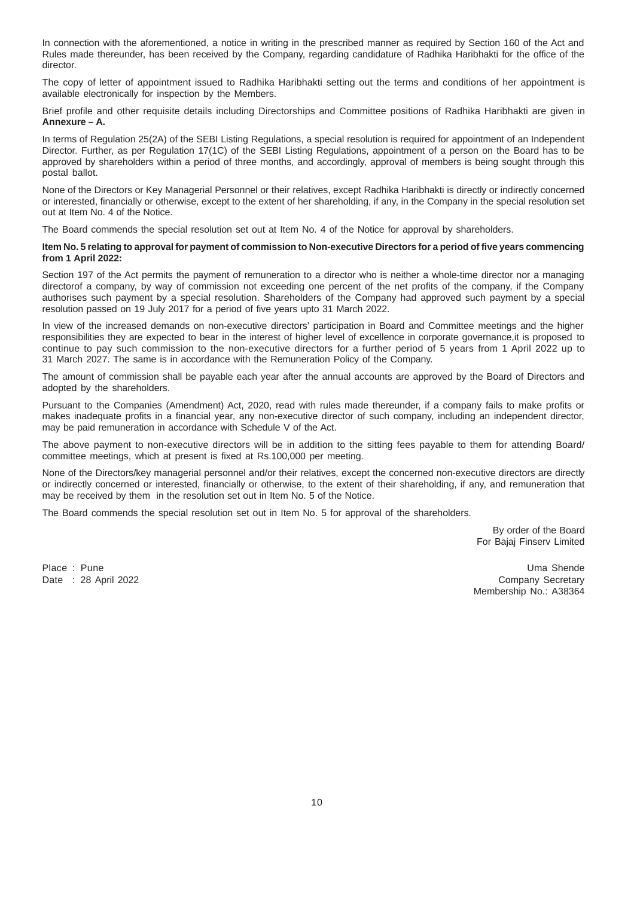In connection with the aforementioned, a notice in writing in the prescribed manner as required by Section 160 of the Act and Rules made thereunder, has been received by the Company, regarding candidature of Radhika Haribhakti for the office of the director.

The copy of letter of appointment issued to Radhika Haribhakti setting out the terms and conditions of her appointment is available electronically for inspection by the Members.

Brief profile and other requisite details including Directorships and Committee positions of Radhika Haribhakti are given in **Annexure – A.**

In terms of Regulation 25(2A) of the SEBI Listing Regulations, a special resolution is required for appointment of an Independent Director. Further, as per Regulation 17(1C) of the SEBI Listing Regulations, appointment of a person on the Board has to be approved by shareholders within a period of three months, and accordingly, approval of members is being sought through this postal ballot.

None of the Directors or Key Managerial Personnel or their relatives, except Radhika Haribhakti is directly or indirectly concerned or interested, financially or otherwise, except to the extent of her shareholding, if any, in the Company in the special resolution set out at Item No. 4 of the Notice.

The Board commends the special resolution set out at Item No. 4 of the Notice for approval by shareholders.

**Item No. 5 relating to approval for payment of commission to Non-executive Directors for a period of five years commencing from 1 April 2022:**

Section 197 of the Act permits the payment of remuneration to a director who is neither a whole-time director nor a managing directorof a company, by way of commission not exceeding one percent of the net profits of the company, if the Company authorises such payment by a special resolution. Shareholders of the Company had approved such payment by a special resolution passed on 19 July 2017 for a period of five years upto 31 March 2022.

In view of the increased demands on non-executive directors' participation in Board and Committee meetings and the higher responsibilities they are expected to bear in the interest of higher level of excellence in corporate governance,it is proposed to continue to pay such commission to the non-executive directors for a further period of 5 years from 1 April 2022 up to 31 March 2027. The same is in accordance with the Remuneration Policy of the Company.

The amount of commission shall be payable each year after the annual accounts are approved by the Board of Directors and adopted by the shareholders.

Pursuant to the Companies (Amendment) Act, 2020, read with rules made thereunder, if a company fails to make profits or makes inadequate profits in a financial year, any non-executive director of such company, including an independent director, may be paid remuneration in accordance with Schedule V of the Act.

The above payment to non-executive directors will be in addition to the sitting fees payable to them for attending Board/ committee meetings, which at present is fixed at Rs.100,000 per meeting.

None of the Directors/key managerial personnel and/or their relatives, except the concerned non-executive directors are directly or indirectly concerned or interested, financially or otherwise, to the extent of their shareholding, if any, and remuneration that may be received by them in the resolution set out in Item No. 5 of the Notice.

The Board commends the special resolution set out in Item No. 5 for approval of the shareholders.

By order of the Board
For Bajaj Finserv Limited

Place : Pune
Date : 28 April 2022

Uma Shende
Company Secretary
Membership No.: A38364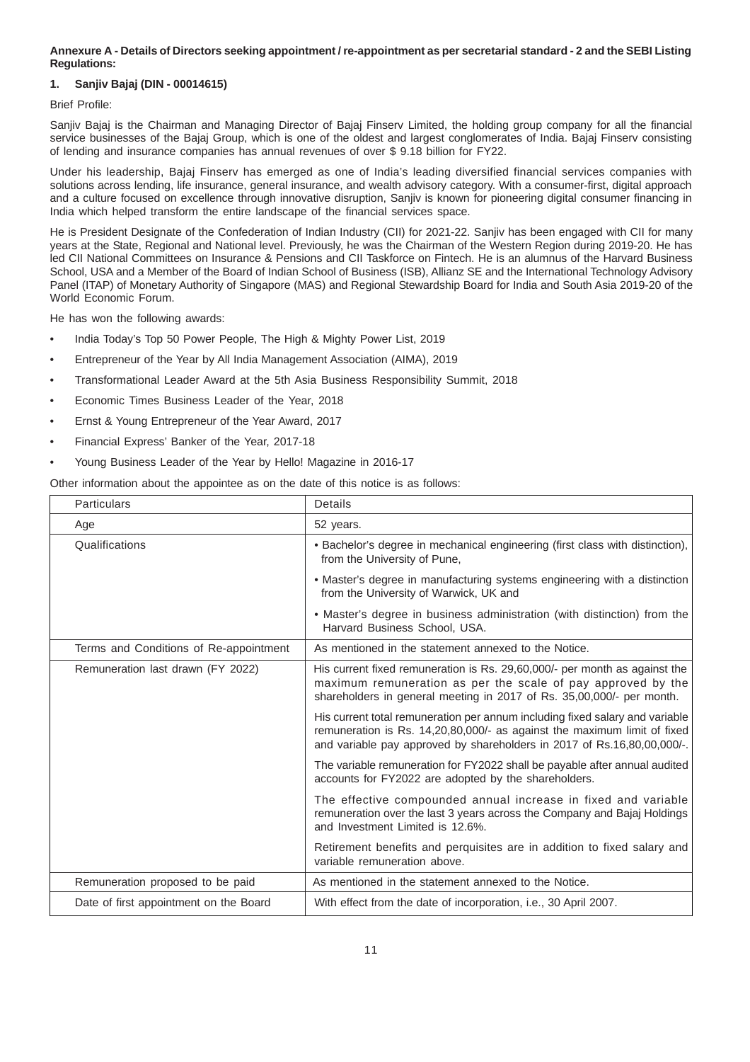**Annexure A - Details of Directors seeking appointment / re-appointment as per secretarial standard - 2 and the SEBI Listing Regulations:**

**1. Sanjiv Bajaj (DIN - 00014615)**

Brief Profile:

Sanjiv Bajaj is the Chairman and Managing Director of Bajaj Finserv Limited, the holding group company for all the financial service businesses of the Bajaj Group, which is one of the oldest and largest conglomerates of India. Bajaj Finserv consisting of lending and insurance companies has annual revenues of over $ 9.18 billion for FY22.

Under his leadership, Bajaj Finserv has emerged as one of India's leading diversified financial services companies with solutions across lending, life insurance, general insurance, and wealth advisory category. With a consumer-first, digital approach and a culture focused on excellence through innovative disruption, Sanjiv is known for pioneering digital consumer financing in India which helped transform the entire landscape of the financial services space.

He is President Designate of the Confederation of Indian Industry (CII) for 2021-22. Sanjiv has been engaged with CII for many years at the State, Regional and National level. Previously, he was the Chairman of the Western Region during 2019-20. He has led CII National Committees on Insurance & Pensions and CII Taskforce on Fintech. He is an alumnus of the Harvard Business School, USA and a Member of the Board of Indian School of Business (ISB), Allianz SE and the International Technology Advisory Panel (ITAP) of Monetary Authority of Singapore (MAS) and Regional Stewardship Board for India and South Asia 2019-20 of the World Economic Forum.

He has won the following awards:

- India Today's Top 50 Power People, The High & Mighty Power List, 2019
- Entrepreneur of the Year by All India Management Association (AIMA), 2019
- Transformational Leader Award at the 5th Asia Business Responsibility Summit, 2018
- Economic Times Business Leader of the Year, 2018
- Ernst & Young Entrepreneur of the Year Award, 2017
- Financial Express' Banker of the Year, 2017-18
- Young Business Leader of the Year by Hello! Magazine in 2016-17

Other information about the appointee as on the date of this notice is as follows:

| Particulars | Details |
|---|---|
| Age | 52 years. |
| Qualifications | • Bachelor's degree in mechanical engineering (first class with distinction), from the University of Pune,<br>• Master's degree in manufacturing systems engineering with a distinction from the University of Warwick, UK and<br>• Master's degree in business administration (with distinction) from the Harvard Business School, USA. |
| Terms and Conditions of Re-appointment | As mentioned in the statement annexed to the Notice. |
| Remuneration last drawn (FY 2022) | His current fixed remuneration is Rs. 29,60,000/- per month as against the maximum remuneration as per the scale of pay approved by the shareholders in general meeting in 2017 of Rs. 35,00,000/- per month.<br>His current total remuneration per annum including fixed salary and variable remuneration is Rs. 14,20,80,000/- as against the maximum limit of fixed and variable pay approved by shareholders in 2017 of Rs.16,80,00,000/-.<br>The variable remuneration for FY2022 shall be payable after annual audited accounts for FY2022 are adopted by the shareholders.<br>The effective compounded annual increase in fixed and variable remuneration over the last 3 years across the Company and Bajaj Holdings and Investment Limited is 12.6%.<br>Retirement benefits and perquisites are in addition to fixed salary and variable remuneration above. |
| Remuneration proposed to be paid | As mentioned in the statement annexed to the Notice. |
| Date of first appointment on the Board | With effect from the date of incorporation, i.e., 30 April 2007. |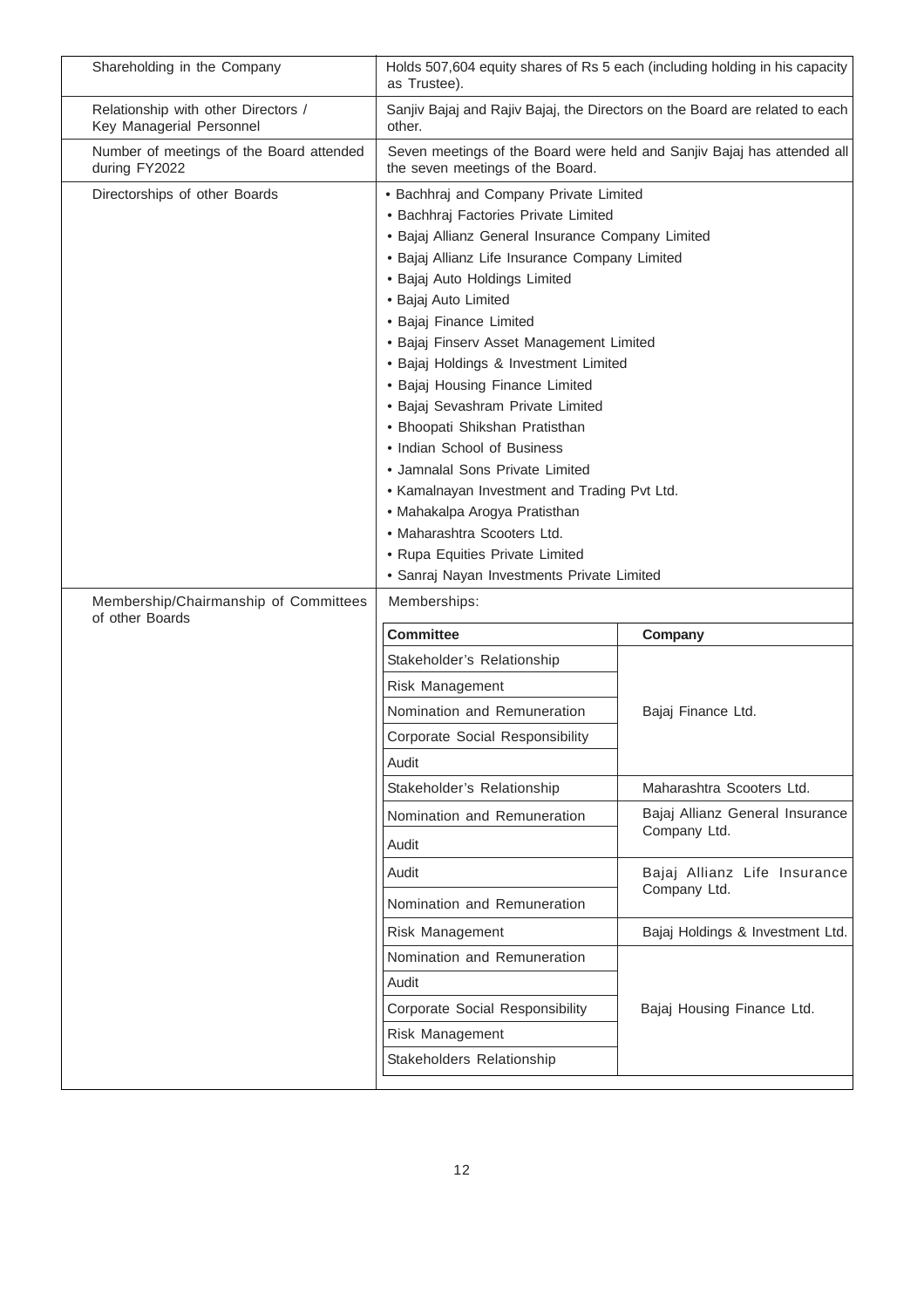| | |
|---|---|
| Shareholding in the Company | Holds 507,604 equity shares of Rs 5 each (including holding in his capacity as Trustee). |
| Relationship with other Directors / Key Managerial Personnel | Sanjiv Bajaj and Rajiv Bajaj, the Directors on the Board are related to each other. |
| Number of meetings of the Board attended during FY2022 | Seven meetings of the Board were held and Sanjiv Bajaj has attended all the seven meetings of the Board. |
| Directorships of other Boards | • Bachhraj and Company Private Limited<br>• Bachhraj Factories Private Limited<br>• Bajaj Allianz General Insurance Company Limited<br>• Bajaj Allianz Life Insurance Company Limited<br>• Bajaj Auto Holdings Limited<br>• Bajaj Auto Limited<br>• Bajaj Finance Limited<br>• Bajaj Finserv Asset Management Limited<br>• Bajaj Holdings & Investment Limited<br>• Bajaj Housing Finance Limited<br>• Bajaj Sevashram Private Limited<br>• Bhoopati Shikshan Pratisthan<br>• Indian School of Business<br>• Jamnalal Sons Private Limited<br>• Kamalnayan Investment and Trading Pvt Ltd.<br>• Mahakalpa Arogya Pratisthan<br>• Maharashtra Scooters Ltd.<br>• Rupa Equities Private Limited<br>• Sanraj Nayan Investments Private Limited |
| Membership/Chairmanship of Committees of other Boards | Memberships: (see table below) |

| Committee | Company |
|---|---|
| Stakeholder's Relationship | Bajaj Finance Ltd. |
| Risk Management | Bajaj Finance Ltd. |
| Nomination and Remuneration | Bajaj Finance Ltd. |
| Corporate Social Responsibility | Bajaj Finance Ltd. |
| Audit | Bajaj Finance Ltd. |
| Stakeholder's Relationship | Maharashtra Scooters Ltd. |
| Nomination and Remuneration | Bajaj Allianz General Insurance Company Ltd. |
| Audit | Bajaj Allianz General Insurance Company Ltd. |
| Audit | Bajaj Allianz Life Insurance Company Ltd. |
| Nomination and Remuneration | Bajaj Allianz Life Insurance Company Ltd. |
| Risk Management | Bajaj Holdings & Investment Ltd. |
| Nomination and Remuneration | Bajaj Housing Finance Ltd. |
| Audit | Bajaj Housing Finance Ltd. |
| Corporate Social Responsibility | Bajaj Housing Finance Ltd. |
| Risk Management | Bajaj Housing Finance Ltd. |
| Stakeholders Relationship | Bajaj Housing Finance Ltd. |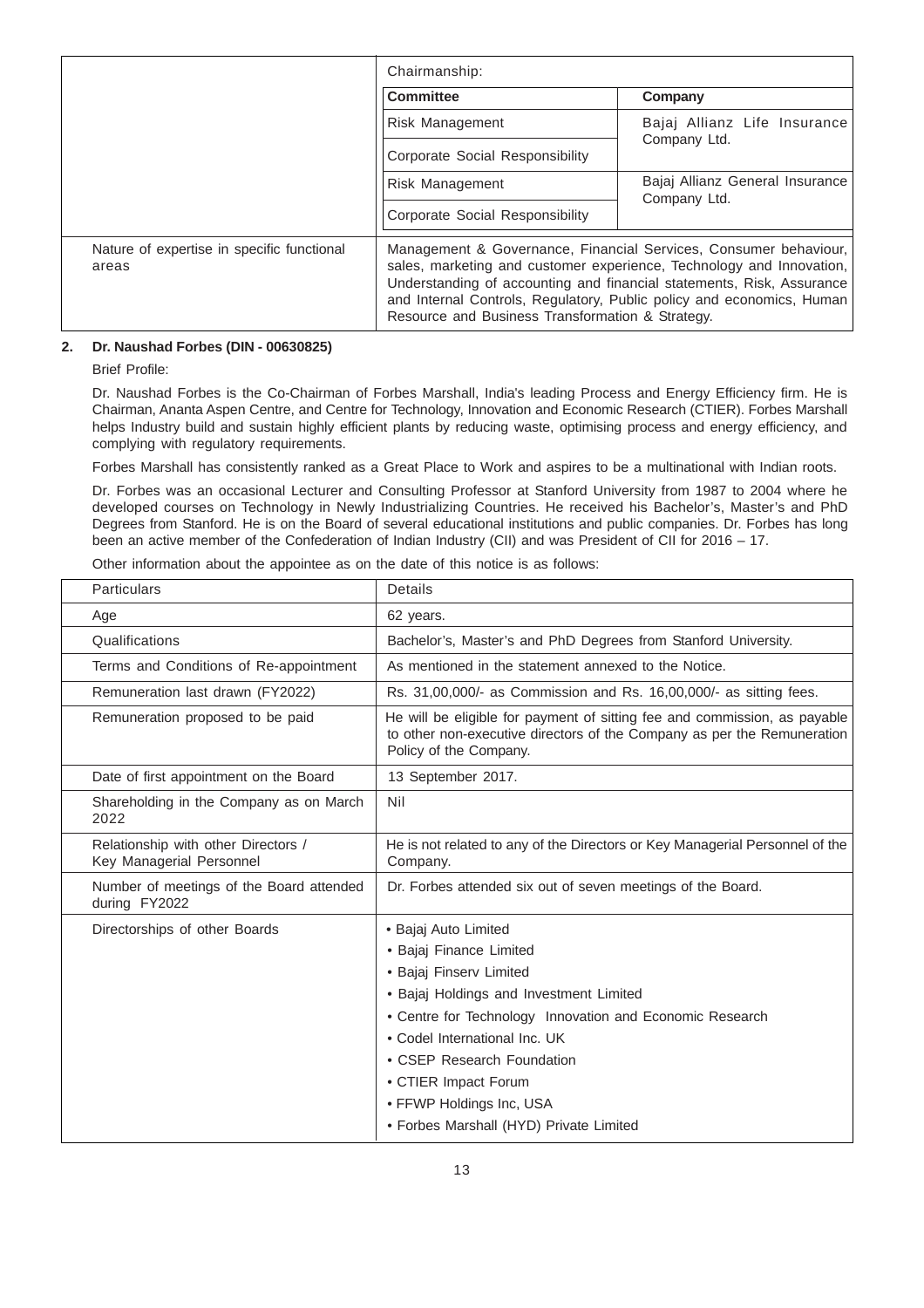| | Chairmanship: | |
|---|---|---|
| | **Committee** | **Company** |
| | Risk Management | Bajaj Allianz Life Insurance Company Ltd. |
| | Corporate Social Responsibility | |
| | Risk Management | Bajaj Allianz General Insurance Company Ltd. |
| | Corporate Social Responsibility | |
| Nature of expertise in specific functional areas | Management & Governance, Financial Services, Consumer behaviour, sales, marketing and customer experience, Technology and Innovation, Understanding of accounting and financial statements, Risk, Assurance and Internal Controls, Regulatory, Public policy and economics, Human Resource and Business Transformation & Strategy. | |

**2. Dr. Naushad Forbes (DIN - 00630825)**

Brief Profile:

Dr. Naushad Forbes is the Co-Chairman of Forbes Marshall, India's leading Process and Energy Efficiency firm. He is Chairman, Ananta Aspen Centre, and Centre for Technology, Innovation and Economic Research (CTIER). Forbes Marshall helps Industry build and sustain highly efficient plants by reducing waste, optimising process and energy efficiency, and complying with regulatory requirements.

Forbes Marshall has consistently ranked as a Great Place to Work and aspires to be a multinational with Indian roots.

Dr. Forbes was an occasional Lecturer and Consulting Professor at Stanford University from 1987 to 2004 where he developed courses on Technology in Newly Industrializing Countries. He received his Bachelor's, Master's and PhD Degrees from Stanford. He is on the Board of several educational institutions and public companies. Dr. Forbes has long been an active member of the Confederation of Indian Industry (CII) and was President of CII for 2016 – 17.

Other information about the appointee as on the date of this notice is as follows:

| Particulars | Details |
|---|---|
| Age | 62 years. |
| Qualifications | Bachelor's, Master's and PhD Degrees from Stanford University. |
| Terms and Conditions of Re-appointment | As mentioned in the statement annexed to the Notice. |
| Remuneration last drawn (FY2022) | Rs. 31,00,000/- as Commission and Rs. 16,00,000/- as sitting fees. |
| Remuneration proposed to be paid | He will be eligible for payment of sitting fee and commission, as payable to other non-executive directors of the Company as per the Remuneration Policy of the Company. |
| Date of first appointment on the Board | 13 September 2017. |
| Shareholding in the Company as on March 2022 | Nil |
| Relationship with other Directors / Key Managerial Personnel | He is not related to any of the Directors or Key Managerial Personnel of the Company. |
| Number of meetings of the Board attended during FY2022 | Dr. Forbes attended six out of seven meetings of the Board. |
| Directorships of other Boards | • Bajaj Auto Limited<br>• Bajaj Finance Limited<br>• Bajaj Finserv Limited<br>• Bajaj Holdings and Investment Limited<br>• Centre for Technology Innovation and Economic Research<br>• Codel International Inc. UK<br>• CSEP Research Foundation<br>• CTIER Impact Forum<br>• FFWP Holdings Inc, USA<br>• Forbes Marshall (HYD) Private Limited |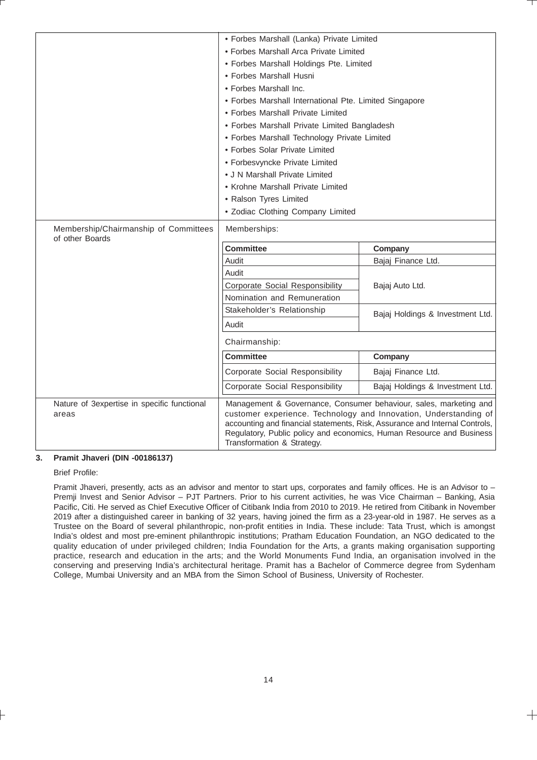| | |
|---|---|
| | • Forbes Marshall (Lanka) Private Limited<br>• Forbes Marshall Arca Private Limited<br>• Forbes Marshall Holdings Pte. Limited<br>• Forbes Marshall Husni<br>• Forbes Marshall Inc.<br>• Forbes Marshall International Pte. Limited Singapore<br>• Forbes Marshall Private Limited<br>• Forbes Marshall Private Limited Bangladesh<br>• Forbes Marshall Technology Private Limited<br>• Forbes Solar Private Limited<br>• Forbesvyncke Private Limited<br>• J N Marshall Private Limited<br>• Krohne Marshall Private Limited<br>• Ralson Tyres Limited<br>• Zodiac Clothing Company Limited |
| Membership/Chairmanship of Committees of other Boards | Memberships:<br><br>**Committee** — **Company**<br>Audit — Bajaj Finance Ltd.<br>Audit — Bajaj Auto Ltd.<br>Corporate Social Responsibility — Bajaj Auto Ltd.<br>Nomination and Remuneration — Bajaj Auto Ltd.<br>Stakeholder's Relationship — Bajaj Holdings & Investment Ltd.<br>Audit — Bajaj Holdings & Investment Ltd.<br><br>Chairmanship:<br><br>**Committee** — **Company**<br>Corporate Social Responsibility — Bajaj Finance Ltd.<br>Corporate Social Responsibility — Bajaj Holdings & Investment Ltd. |
| Nature of 3expertise in specific functional areas | Management & Governance, Consumer behaviour, sales, marketing and customer experience. Technology and Innovation, Understanding of accounting and financial statements, Risk, Assurance and Internal Controls, Regulatory, Public policy and economics, Human Resource and Business Transformation & Strategy. |

**3. Pramit Jhaveri (DIN -00186137)**

Brief Profile:

Pramit Jhaveri, presently, acts as an advisor and mentor to start ups, corporates and family offices. He is an Advisor to – Premji Invest and Senior Advisor – PJT Partners. Prior to his current activities, he was Vice Chairman – Banking, Asia Pacific, Citi. He served as Chief Executive Officer of Citibank India from 2010 to 2019. He retired from Citibank in November 2019 after a distinguished career in banking of 32 years, having joined the firm as a 23-year-old in 1987. He serves as a Trustee on the Board of several philanthropic, non-profit entities in India. These include: Tata Trust, which is amongst India's oldest and most pre-eminent philanthropic institutions; Pratham Education Foundation, an NGO dedicated to the quality education of under privileged children; India Foundation for the Arts, a grants making organisation supporting practice, research and education in the arts; and the World Monuments Fund India, an organisation involved in the conserving and preserving India's architectural heritage. Pramit has a Bachelor of Commerce degree from Sydenham College, Mumbai University and an MBA from the Simon School of Business, University of Rochester.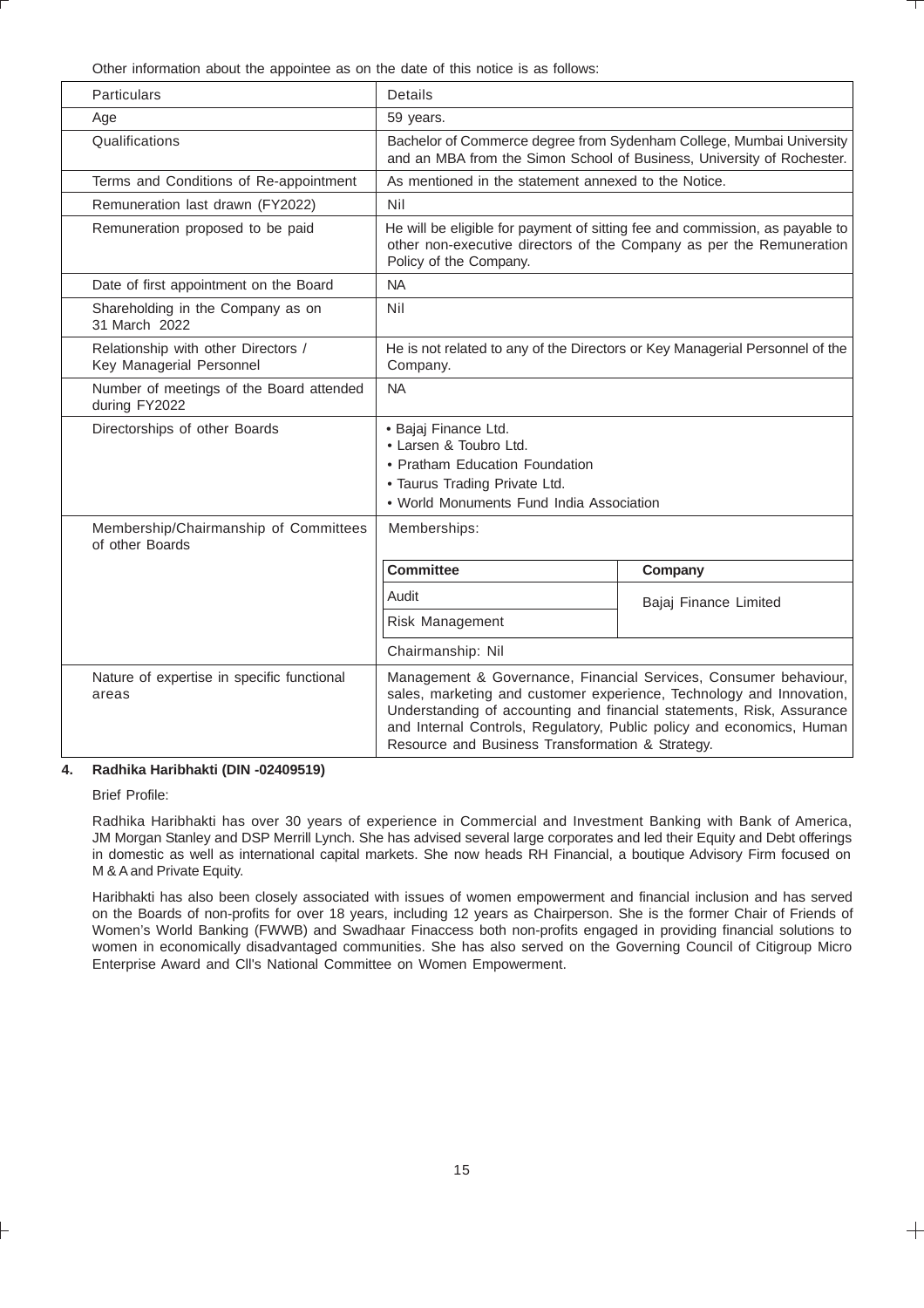Other information about the appointee as on the date of this notice is as follows:

| Particulars | Details |
|---|---|
| Age | 59 years. |
| Qualifications | Bachelor of Commerce degree from Sydenham College, Mumbai University and an MBA from the Simon School of Business, University of Rochester. |
| Terms and Conditions of Re-appointment | As mentioned in the statement annexed to the Notice. |
| Remuneration last drawn (FY2022) | Nil |
| Remuneration proposed to be paid | He will be eligible for payment of sitting fee and commission, as payable to other non-executive directors of the Company as per the Remuneration Policy of the Company. |
| Date of first appointment on the Board | NA |
| Shareholding in the Company as on 31 March 2022 | Nil |
| Relationship with other Directors / Key Managerial Personnel | He is not related to any of the Directors or Key Managerial Personnel of the Company. |
| Number of meetings of the Board attended during FY2022 | NA |
| Directorships of other Boards | • Bajaj Finance Ltd.<br>• Larsen & Toubro Ltd.<br>• Pratham Education Foundation<br>• Taurus Trading Private Ltd.<br>• World Monuments Fund India Association |
| Membership/Chairmanship of Committees of other Boards | Memberships:<br><br>**Committee** – **Company**<br>Audit – Bajaj Finance Limited<br>Risk Management – Bajaj Finance Limited<br><br>Chairmanship: Nil |
| Nature of expertise in specific functional areas | Management & Governance, Financial Services, Consumer behaviour, sales, marketing and customer experience, Technology and Innovation, Understanding of accounting and financial statements, Risk, Assurance and Internal Controls, Regulatory, Public policy and economics, Human Resource and Business Transformation & Strategy. |

**4. Radhika Haribhakti (DIN -02409519)**

Brief Profile:

Radhika Haribhakti has over 30 years of experience in Commercial and Investment Banking with Bank of America, JM Morgan Stanley and DSP Merrill Lynch. She has advised several large corporates and led their Equity and Debt offerings in domestic as well as international capital markets. She now heads RH Financial, a boutique Advisory Firm focused on M & A and Private Equity.

Haribhakti has also been closely associated with issues of women empowerment and financial inclusion and has served on the Boards of non-profits for over 18 years, including 12 years as Chairperson. She is the former Chair of Friends of Women's World Banking (FWWB) and Swadhaar Finaccess both non-profits engaged in providing financial solutions to women in economically disadvantaged communities. She has also served on the Governing Council of Citigroup Micro Enterprise Award and Cll's National Committee on Women Empowerment.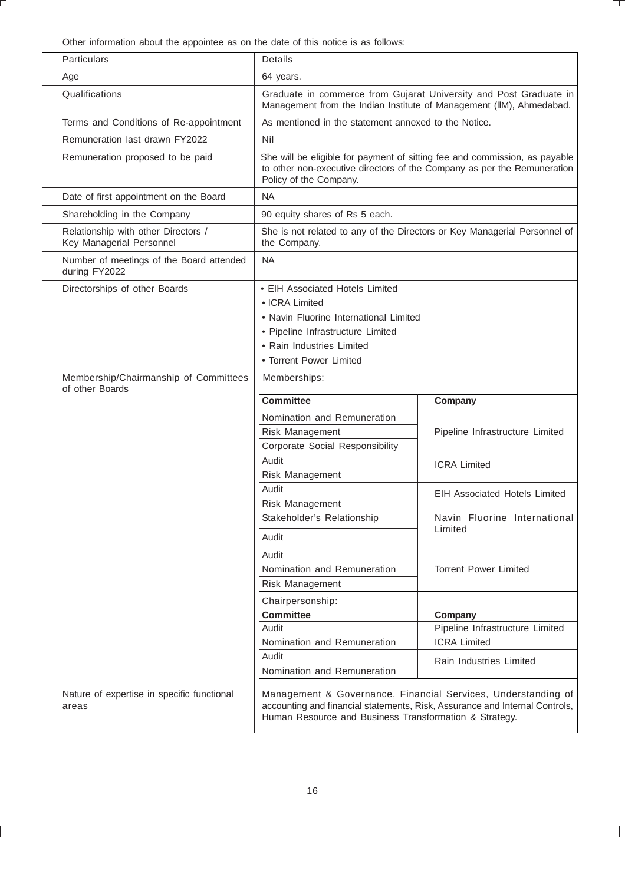Other information about the appointee as on the date of this notice is as follows:

| Particulars | Details | |
|---|---|---|
| Age | 64 years. | |
| Qualifications | Graduate in commerce from Gujarat University and Post Graduate in Management from the Indian Institute of Management (IIM), Ahmedabad. | |
| Terms and Conditions of Re-appointment | As mentioned in the statement annexed to the Notice. | |
| Remuneration last drawn FY2022 | Nil | |
| Remuneration proposed to be paid | She will be eligible for payment of sitting fee and commission, as payable to other non-executive directors of the Company as per the Remuneration Policy of the Company. | |
| Date of first appointment on the Board | NA | |
| Shareholding in the Company | 90 equity shares of Rs 5 each. | |
| Relationship with other Directors / Key Managerial Personnel | She is not related to any of the Directors or Key Managerial Personnel of the Company. | |
| Number of meetings of the Board attended during FY2022 | NA | |
| Directorships of other Boards | • EIH Associated Hotels Limited<br>• ICRA Limited<br>• Navin Fluorine International Limited<br>• Pipeline Infrastructure Limited<br>• Rain Industries Limited<br>• Torrent Power Limited | |
| Membership/Chairmanship of Committees of other Boards | Memberships: | |
| | **Committee** | **Company** |
| | Nomination and Remuneration | Pipeline Infrastructure Limited |
| | Risk Management | Pipeline Infrastructure Limited |
| | Corporate Social Responsibility | Pipeline Infrastructure Limited |
| | Audit | ICRA Limited |
| | Risk Management | ICRA Limited |
| | Audit | EIH Associated Hotels Limited |
| | Risk Management | EIH Associated Hotels Limited |
| | Stakeholder's Relationship | Navin Fluorine International Limited |
| | Audit | Navin Fluorine International Limited |
| | Audit | Torrent Power Limited |
| | Nomination and Remuneration | Torrent Power Limited |
| | Risk Management | Torrent Power Limited |
| | Chairpersonship: | |
| | **Committee** | **Company** |
| | Audit | Pipeline Infrastructure Limited |
| | Nomination and Remuneration | ICRA Limited |
| | Audit | Rain Industries Limited |
| | Nomination and Remuneration | Rain Industries Limited |
| Nature of expertise in specific functional areas | Management & Governance, Financial Services, Understanding of accounting and financial statements, Risk, Assurance and Internal Controls, Human Resource and Business Transformation & Strategy. | |